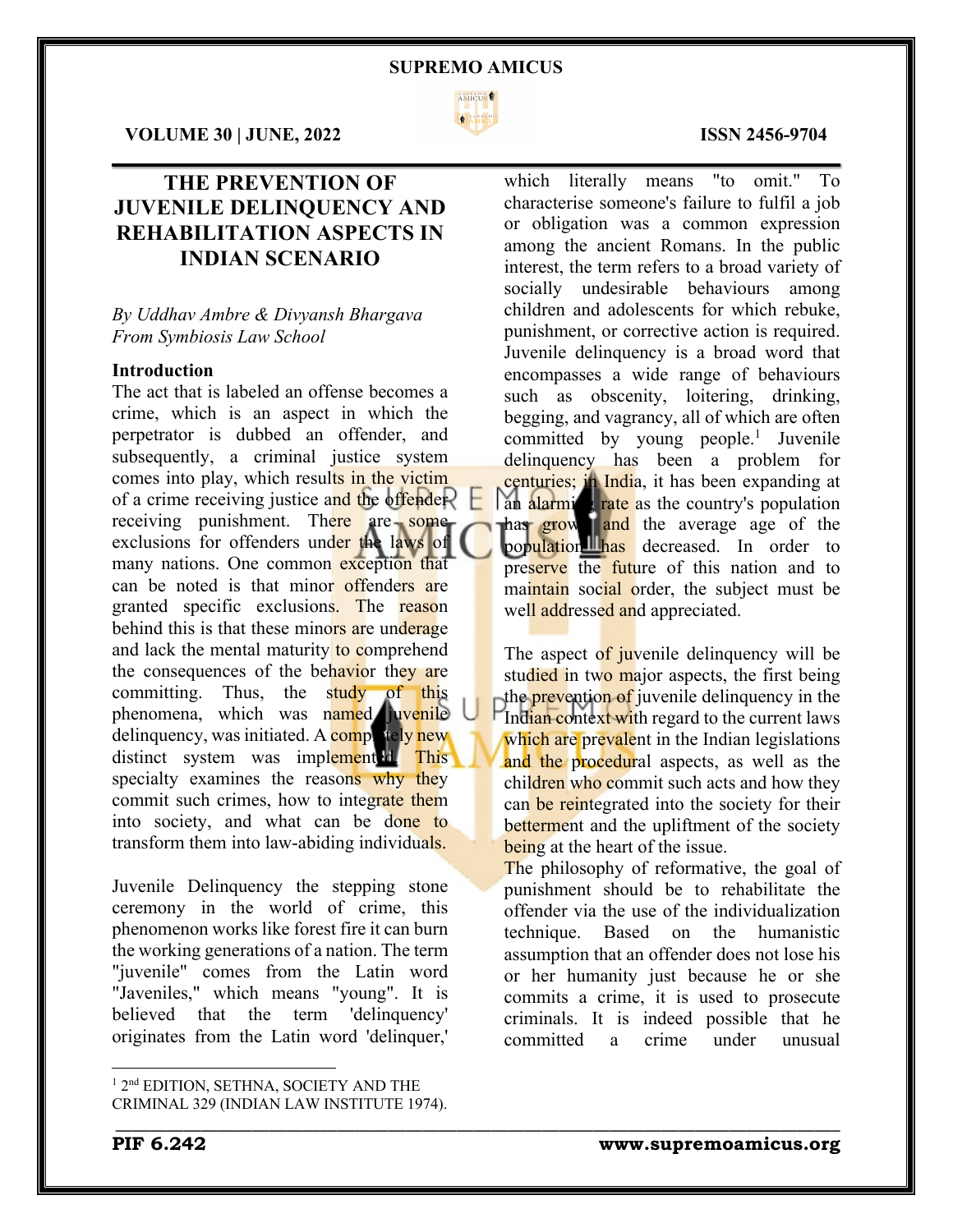# THE PREVENTION OF JUVENILE DELINQUENCY AND REHABILITATION ASPECTS IN INDIAN SCENARIO

*By Uddhav Ambre & Divyansh Bhargava*
*From Symbiosis Law School*

## Introduction

The act that is labeled an offense becomes a crime, which is an aspect in which the perpetrator is dubbed an offender, and subsequently, a criminal justice system comes into play, which results in the victim of a crime receiving justice and the offender receiving punishment. There are some exclusions for offenders under the laws of many nations. One common exception that can be noted is that minor offenders are granted specific exclusions. The reason behind this is that these minors are underage and lack the mental maturity to comprehend the consequences of the behavior they are committing. Thus, the study of this phenomena, which was named juvenile delinquency, was initiated. A completely new distinct system was implemented. This specialty examines the reasons why they commit such crimes, how to integrate them into society, and what can be done to transform them into law-abiding individuals.

Juvenile Delinquency the stepping stone ceremony in the world of crime, this phenomenon works like forest fire it can burn the working generations of a nation. The term "juvenile" comes from the Latin word "Javeniles," which means "young". It is believed that the term 'delinquency' originates from the Latin word 'delinquer,' which literally means "to omit." To characterise someone's failure to fulfil a job or obligation was a common expression among the ancient Romans. In the public interest, the term refers to a broad variety of socially undesirable behaviours among children and adolescents for which rebuke, punishment, or corrective action is required. Juvenile delinquency is a broad word that encompasses a wide range of behaviours such as obscenity, loitering, drinking, begging, and vagrancy, all of which are often committed by young people.[1] Juvenile delinquency has been a problem for centuries; in India, it has been expanding at an alarming rate as the country's population has grown and the average age of the population has decreased. In order to preserve the future of this nation and to maintain social order, the subject must be well addressed and appreciated.

The aspect of juvenile delinquency will be studied in two major aspects, the first being the prevention of juvenile delinquency in the Indian context with regard to the current laws which are prevalent in the Indian legislations and the procedural aspects, as well as the children who commit such acts and how they can be reintegrated into the society for their betterment and the upliftment of the society being at the heart of the issue.

The philosophy of reformative, the goal of punishment should be to rehabilitate the offender via the use of the individualization technique. Based on the humanistic assumption that an offender does not lose his or her humanity just because he or she commits a crime, it is used to prosecute criminals. It is indeed possible that he committed a crime under unusual

---

[1] 2nd EDITION, SETHNA, SOCIETY AND THE CRIMINAL 329 (INDIAN LAW INSTITUTE 1974).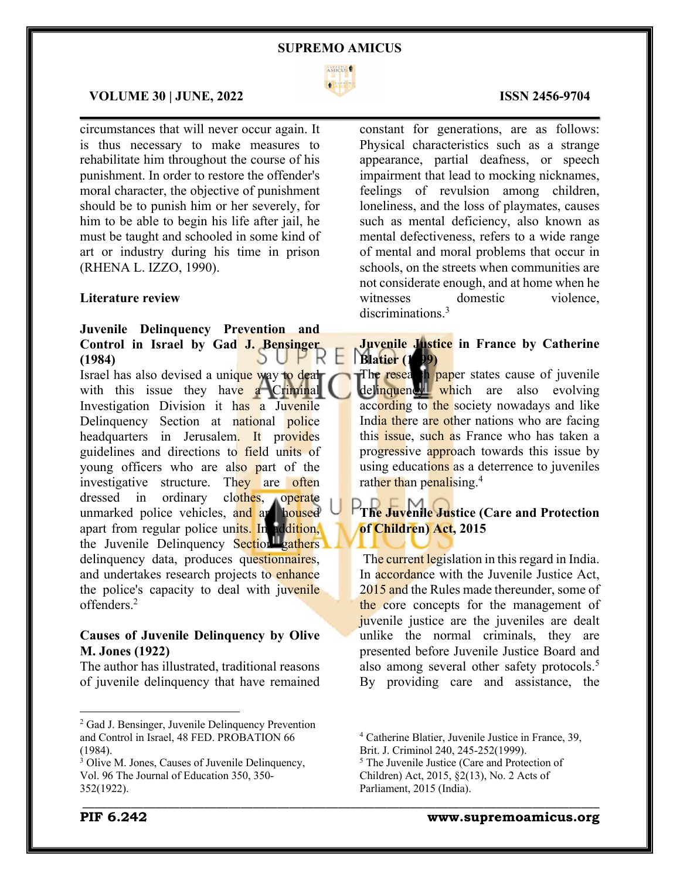circumstances that will never occur again. It is thus necessary to make measures to rehabilitate him throughout the course of his punishment. In order to restore the offender's moral character, the objective of punishment should be to punish him or her severely, for him to be able to begin his life after jail, he must be taught and schooled in some kind of art or industry during his time in prison (RHENA L. IZZO, 1990).

## Literature review

### Juvenile Delinquency Prevention and Control in Israel by Gad J. Bensinger (1984)

Israel has also devised a unique way to deal with this issue they have a Criminal Investigation Division it has a Juvenile Delinquency Section at national police headquarters in Jerusalem. It provides guidelines and directions to field units of young officers who are also part of the investigative structure. They are often dressed in ordinary clothes, operate unmarked police vehicles, and are housed apart from regular police units. In addition, the Juvenile Delinquency Section gathers delinquency data, produces questionnaires, and undertakes research projects to enhance the police's capacity to deal with juvenile offenders.[2]

### Causes of Juvenile Delinquency by Olive M. Jones (1922)

The author has illustrated, traditional reasons of juvenile delinquency that have remained constant for generations, are as follows: Physical characteristics such as a strange appearance, partial deafness, or speech impairment that lead to mocking nicknames, feelings of revulsion among children, loneliness, and the loss of playmates, causes such as mental deficiency, also known as mental defectiveness, refers to a wide range of mental and moral problems that occur in schools, on the streets when communities are not considerate enough, and at home when he witnesses domestic violence, discriminations.[3]

### Juvenile Justice in France by Catherine Blatier (1999)

The research paper states cause of juvenile delinquency which are also evolving according to the society nowadays and like India there are other nations who are facing this issue, such as France who has taken a progressive approach towards this issue by using educations as a deterrence to juveniles rather than penalising.[4]

### The Juvenile Justice (Care and Protection of Children) Act, 2015

The current legislation in this regard in India. In accordance with the Juvenile Justice Act, 2015 and the Rules made thereunder, some of the core concepts for the management of juvenile justice are the juveniles are dealt unlike the normal criminals, they are presented before Juvenile Justice Board and also among several other safety protocols.[5] By providing care and assistance, the

---

[2] Gad J. Bensinger, Juvenile Delinquency Prevention and Control in Israel, 48 FED. PROBATION 66 (1984).

[3] Olive M. Jones, Causes of Juvenile Delinquency, Vol. 96 The Journal of Education 350, 350-352(1922).

[4] Catherine Blatier, Juvenile Justice in France, 39, Brit. J. Criminol 240, 245-252(1999).

[5] The Juvenile Justice (Care and Protection of Children) Act, 2015, §2(13), No. 2 Acts of Parliament, 2015 (India).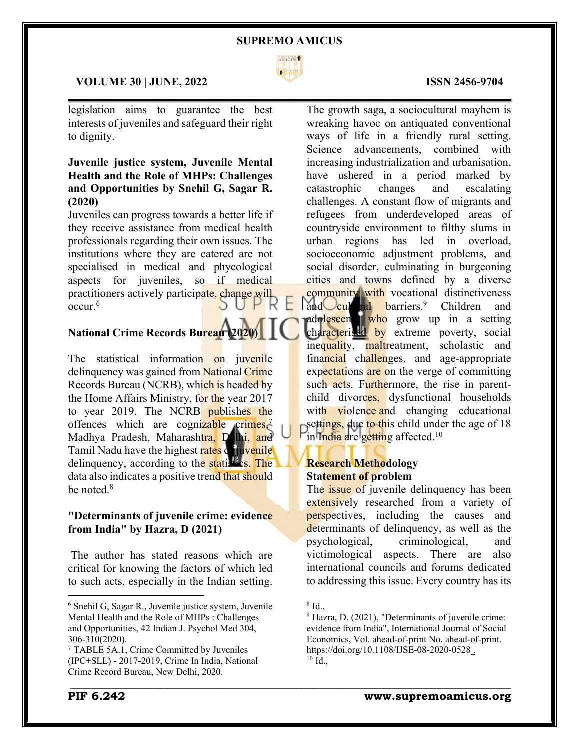legislation aims to guarantee the best interests of juveniles and safeguard their right to dignity.

**Juvenile justice system, Juvenile Mental Health and the Role of MHPs: Challenges and Opportunities by Snehil G, Sagar R. (2020)**

Juveniles can progress towards a better life if they receive assistance from medical health professionals regarding their own issues. The institutions where they are catered are not specialised in medical and phycological aspects for juveniles, so if medical practitioners actively participate, change will occur.[6]

**National Crime Records Bureau (2020)**

The statistical information on juvenile delinquency was gained from National Crime Records Bureau (NCRB), which is headed by the Home Affairs Ministry, for the year 2017 to year 2019. The NCRB publishes the offences which are cognizable crimes.[7] Madhya Pradesh, Maharashtra, Delhi, and Tamil Nadu have the highest rates of juvenile delinquency, according to the statistics. The data also indicates a positive trend that should be noted.[8]

**"Determinants of juvenile crime: evidence from India" by Hazra, D (2021)**

The author has stated reasons which are critical for knowing the factors of which led to such acts, especially in the Indian setting. The growth saga, a sociocultural mayhem is wreaking havoc on antiquated conventional ways of life in a friendly rural setting. Science advancements, combined with increasing industrialization and urbanisation, have ushered in a period marked by catastrophic changes and escalating challenges. A constant flow of migrants and refugees from underdeveloped areas of countryside environment to filthy slums in urban regions has led in overload, socioeconomic adjustment problems, and social disorder, culminating in burgeoning cities and towns defined by a diverse community with vocational distinctiveness and cultural barriers.[9] Children and adolescents who grow up in a setting characterised by extreme poverty, social inequality, maltreatment, scholastic and financial challenges, and age-appropriate expectations are on the verge of committing such acts. Furthermore, the rise in parent-child divorces, dysfunctional households with violence and changing educational settings, due to this child under the age of 18 in India are getting affected.[10]

## Research Methodology

**Statement of problem**

The issue of juvenile delinquency has been extensively researched from a variety of perspectives, including the causes and determinants of delinquency, as well as the psychological, criminological, and victimological aspects. There are also international councils and forums dedicated to addressing this issue. Every country has its

---

[6] Snehil G, Sagar R., Juvenile justice system, Juvenile Mental Health and the Role of MHPs : Challenges and Opportunities, 42 Indian J. Psychol Med 304, 306-310(2020).

[7] TABLE 5A.1, Crime Committed by Juveniles (IPC+SLL) - 2017-2019, Crime In India, National Crime Record Bureau, New Delhi, 2020.

[8] Id.,

[9] Hazra, D. (2021), "Determinants of juvenile crime: evidence from India", International Journal of Social Economics, Vol. ahead-of-print No. ahead-of-print. https://doi.org/10.1108/IJSE-08-2020-0528 .

[10] Id.,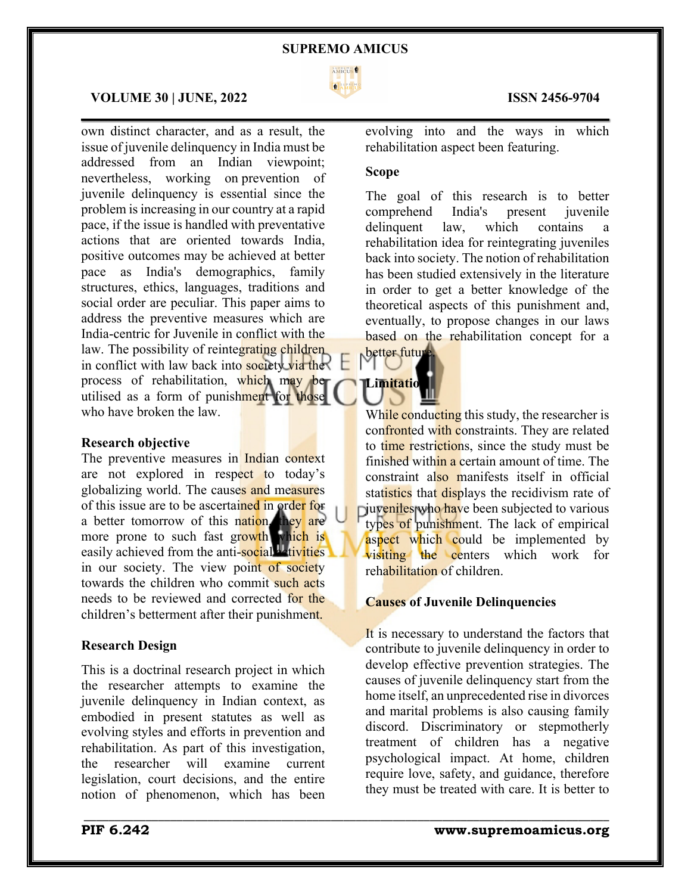own distinct character, and as a result, the issue of juvenile delinquency in India must be addressed from an Indian viewpoint; nevertheless, working on prevention of juvenile delinquency is essential since the problem is increasing in our country at a rapid pace, if the issue is handled with preventative actions that are oriented towards India, positive outcomes may be achieved at better pace as India's demographics, family structures, ethics, languages, traditions and social order are peculiar. This paper aims to address the preventive measures which are India-centric for Juvenile in conflict with the law. The possibility of reintegrating children in conflict with law back into society via the process of rehabilitation, which may be utilised as a form of punishment for those who have broken the law.

**Research objective**

The preventive measures in Indian context are not explored in respect to today's globalizing world. The causes and measures of this issue are to be ascertained in order for a better tomorrow of this nation, they are more prone to such fast growth which is easily achieved from the anti-social activities in our society. The view point of society towards the children who commit such acts needs to be reviewed and corrected for the children's betterment after their punishment.

**Research Design**

This is a doctrinal research project in which the researcher attempts to examine the juvenile delinquency in Indian context, as embodied in present statutes as well as evolving styles and efforts in prevention and rehabilitation. As part of this investigation, the researcher will examine current legislation, court decisions, and the entire notion of phenomenon, which has been evolving into and the ways in which rehabilitation aspect been featuring.

**Scope**

The goal of this research is to better comprehend India's present juvenile delinquent law, which contains a rehabilitation idea for reintegrating juveniles back into society. The notion of rehabilitation has been studied extensively in the literature in order to get a better knowledge of the theoretical aspects of this punishment and, eventually, to propose changes in our laws based on the rehabilitation concept for a better future.

**Limitation**

While conducting this study, the researcher is confronted with constraints. They are related to time restrictions, since the study must be finished within a certain amount of time. The constraint also manifests itself in official statistics that displays the recidivism rate of juveniles who have been subjected to various types of punishment. The lack of empirical aspect which could be implemented by visiting the centers which work for rehabilitation of children.

**Causes of Juvenile Delinquencies**

It is necessary to understand the factors that contribute to juvenile delinquency in order to develop effective prevention strategies. The causes of juvenile delinquency start from the home itself, an unprecedented rise in divorces and marital problems is also causing family discord. Discriminatory or stepmotherly treatment of children has a negative psychological impact. At home, children require love, safety, and guidance, therefore they must be treated with care. It is better to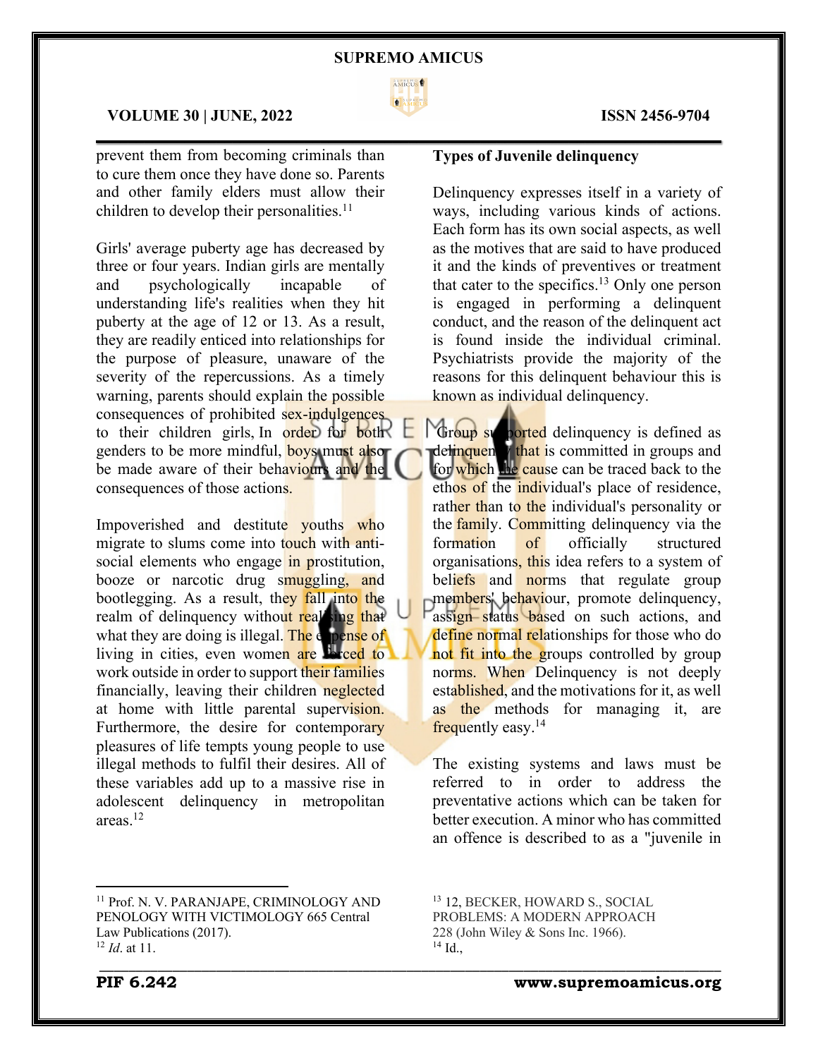prevent them from becoming criminals than to cure them once they have done so. Parents and other family elders must allow their children to develop their personalities.[11]

Girls' average puberty age has decreased by three or four years. Indian girls are mentally and psychologically incapable of understanding life's realities when they hit puberty at the age of 12 or 13. As a result, they are readily enticed into relationships for the purpose of pleasure, unaware of the severity of the repercussions. As a timely warning, parents should explain the possible consequences of prohibited sex-indulgences to their children girls, In order for both genders to be more mindful, boys must also be made aware of their behaviours and the consequences of those actions.

Impoverished and destitute youths who migrate to slums come into touch with anti-social elements who engage in prostitution, booze or narcotic drug smuggling, and bootlegging. As a result, they fall into the realm of delinquency without realising that what they are doing is illegal. The expense of living in cities, even women are forced to work outside in order to support their families financially, leaving their children neglected at home with little parental supervision. Furthermore, the desire for contemporary pleasures of life tempts young people to use illegal methods to fulfil their desires. All of these variables add up to a massive rise in adolescent delinquency in metropolitan areas.[12]

**Types of Juvenile delinquency**

Delinquency expresses itself in a variety of ways, including various kinds of actions. Each form has its own social aspects, as well as the motives that are said to have produced it and the kinds of preventives or treatment that cater to the specifics.[13] Only one person is engaged in performing a delinquent conduct, and the reason of the delinquent act is found inside the individual criminal. Psychiatrists provide the majority of the reasons for this delinquent behaviour this is known as individual delinquency.

Group supported delinquency is defined as delinquency that is committed in groups and for which the cause can be traced back to the ethos of the individual's place of residence, rather than to the individual's personality or the family. Committing delinquency via the formation of officially structured organisations, this idea refers to a system of beliefs and norms that regulate group members' behaviour, promote delinquency, assign status based on such actions, and define normal relationships for those who do not fit into the groups controlled by group norms. When Delinquency is not deeply established, and the motivations for it, as well as the methods for managing it, are frequently easy.[14]

The existing systems and laws must be referred to in order to address the preventative actions which can be taken for better execution. A minor who has committed an offence is described to as a "juvenile in

---

[11] Prof. N. V. PARANJAPE, CRIMINOLOGY AND PENOLOGY WITH VICTIMOLOGY 665 Central Law Publications (2017).

[12] *Id*. at 11.

[13] 12, BECKER, HOWARD S., SOCIAL PROBLEMS: A MODERN APPROACH 228 (John Wiley & Sons Inc. 1966).

[14] Id.,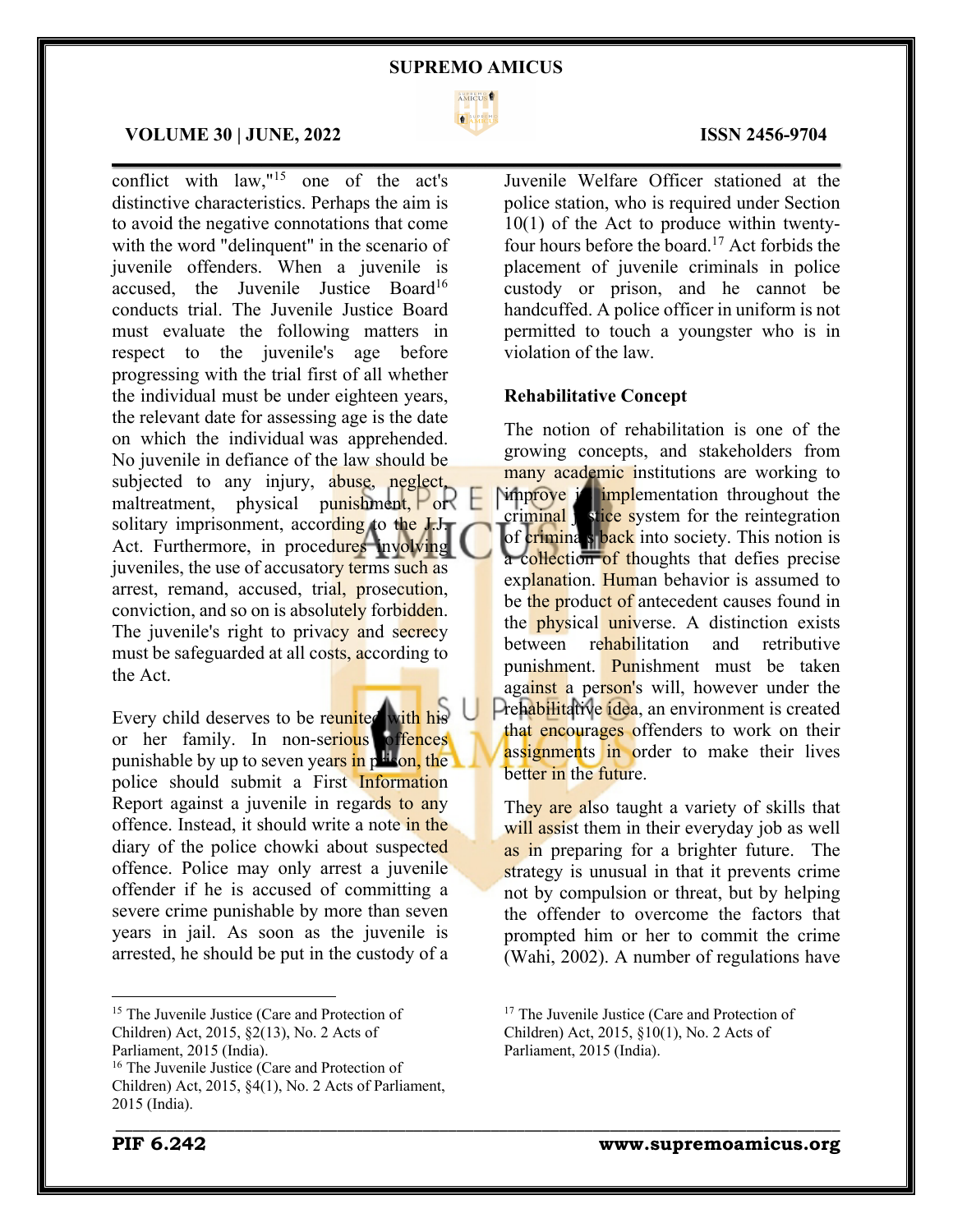conflict with law,"[15] one of the act's distinctive characteristics. Perhaps the aim is to avoid the negative connotations that come with the word "delinquent" in the scenario of juvenile offenders. When a juvenile is accused, the Juvenile Justice Board[16] conducts trial. The Juvenile Justice Board must evaluate the following matters in respect to the juvenile's age before progressing with the trial first of all whether the individual must be under eighteen years, the relevant date for assessing age is the date on which the individual was apprehended. No juvenile in defiance of the law should be subjected to any injury, abuse, neglect, maltreatment, physical punishment, or solitary imprisonment, according to the J.J. Act. Furthermore, in procedures involving juveniles, the use of accusatory terms such as arrest, remand, accused, trial, prosecution, conviction, and so on is absolutely forbidden. The juvenile's right to privacy and secrecy must be safeguarded at all costs, according to the Act.

Every child deserves to be reunited with his or her family. In non-serious offences punishable by up to seven years in prison, the police should submit a First Information Report against a juvenile in regards to any offence. Instead, it should write a note in the diary of the police chowki about suspected offence. Police may only arrest a juvenile offender if he is accused of committing a severe crime punishable by more than seven years in jail. As soon as the juvenile is arrested, he should be put in the custody of a Juvenile Welfare Officer stationed at the police station, who is required under Section 10(1) of the Act to produce within twenty-four hours before the board.[17] Act forbids the placement of juvenile criminals in police custody or prison, and he cannot be handcuffed. A police officer in uniform is not permitted to touch a youngster who is in violation of the law.

**Rehabilitative Concept**

The notion of rehabilitation is one of the growing concepts, and stakeholders from many academic institutions are working to improve its implementation throughout the criminal justice system for the reintegration of criminals back into society. This notion is a collection of thoughts that defies precise explanation. Human behavior is assumed to be the product of antecedent causes found in the physical universe. A distinction exists between rehabilitation and retributive punishment. Punishment must be taken against a person's will, however under the rehabilitative idea, an environment is created that encourages offenders to work on their assignments in order to make their lives better in the future.

They are also taught a variety of skills that will assist them in their everyday job as well as in preparing for a brighter future. The strategy is unusual in that it prevents crime not by compulsion or threat, but by helping the offender to overcome the factors that prompted him or her to commit the crime (Wahi, 2002). A number of regulations have

---

[15] The Juvenile Justice (Care and Protection of Children) Act, 2015, §2(13), No. 2 Acts of Parliament, 2015 (India).

[16] The Juvenile Justice (Care and Protection of Children) Act, 2015, §4(1), No. 2 Acts of Parliament, 2015 (India).

[17] The Juvenile Justice (Care and Protection of Children) Act, 2015, §10(1), No. 2 Acts of Parliament, 2015 (India).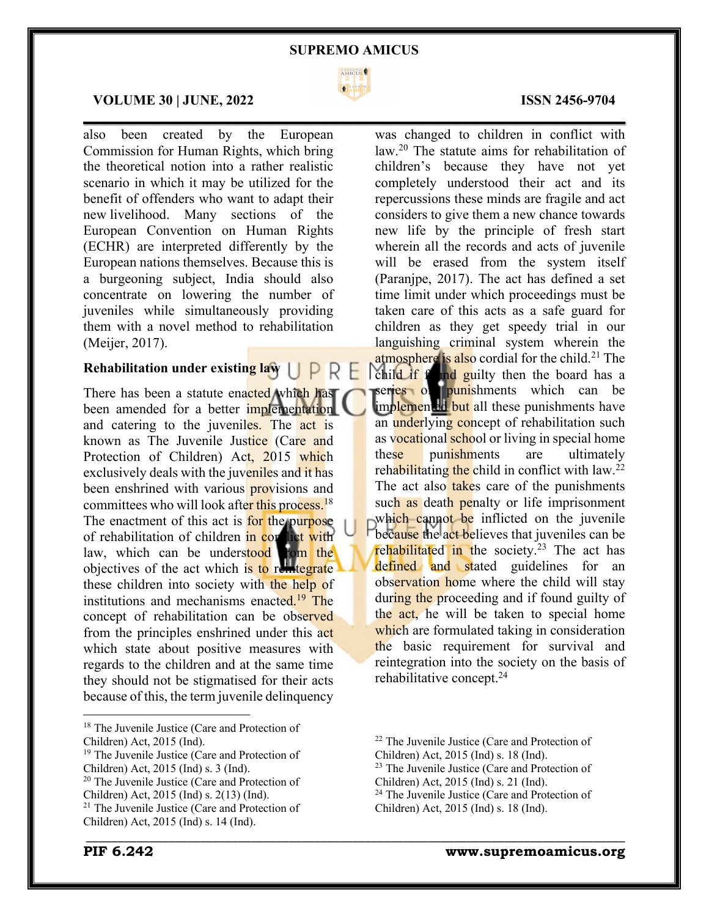also been created by the European Commission for Human Rights, which bring the theoretical notion into a rather realistic scenario in which it may be utilized for the benefit of offenders who want to adapt their new livelihood. Many sections of the European Convention on Human Rights (ECHR) are interpreted differently by the European nations themselves. Because this is a burgeoning subject, India should also concentrate on lowering the number of juveniles while simultaneously providing them with a novel method to rehabilitation (Meijer, 2017).

**Rehabilitation under existing law**

There has been a statute enacted which has been amended for a better implementation and catering to the juveniles. The act is known as The Juvenile Justice (Care and Protection of Children) Act, 2015 which exclusively deals with the juveniles and it has been enshrined with various provisions and committees who will look after this process.[18] The enactment of this act is for the purpose of rehabilitation of children in conflict with law, which can be understood from the objectives of the act which is to reintegrate these children into society with the help of institutions and mechanisms enacted.[19] The concept of rehabilitation can be observed from the principles enshrined under this act which state about positive measures with regards to the children and at the same time they should not be stigmatised for their acts because of this, the term juvenile delinquency was changed to children in conflict with law.[20] The statute aims for rehabilitation of children's because they have not yet completely understood their act and its repercussions these minds are fragile and act considers to give them a new chance towards new life by the principle of fresh start wherein all the records and acts of juvenile will be erased from the system itself (Paranjpe, 2017). The act has defined a set time limit under which proceedings must be taken care of this acts as a safe guard for children as they get speedy trial in our languishing criminal system wherein the atmosphere is also cordial for the child.[21] The child if found guilty then the board has a series of punishments which can be implemented but all these punishments have an underlying concept of rehabilitation such as vocational school or living in special home these punishments are ultimately rehabilitating the child in conflict with law.[22] The act also takes care of the punishments such as death penalty or life imprisonment which cannot be inflicted on the juvenile because the act believes that juveniles can be rehabilitated in the society.[23] The act has defined and stated guidelines for an observation home where the child will stay during the proceeding and if found guilty of the act, he will be taken to special home which are formulated taking in consideration the basic requirement for survival and reintegration into the society on the basis of rehabilitative concept.[24]

---

[18] The Juvenile Justice (Care and Protection of Children) Act, 2015 (Ind).
[19] The Juvenile Justice (Care and Protection of Children) Act, 2015 (Ind) s. 3 (Ind).
[20] The Juvenile Justice (Care and Protection of Children) Act, 2015 (Ind) s. 2(13) (Ind).
[21] The Juvenile Justice (Care and Protection of Children) Act, 2015 (Ind) s. 14 (Ind).
[22] The Juvenile Justice (Care and Protection of Children) Act, 2015 (Ind) s. 18 (Ind).
[23] The Juvenile Justice (Care and Protection of Children) Act, 2015 (Ind) s. 21 (Ind).
[24] The Juvenile Justice (Care and Protection of Children) Act, 2015 (Ind) s. 18 (Ind).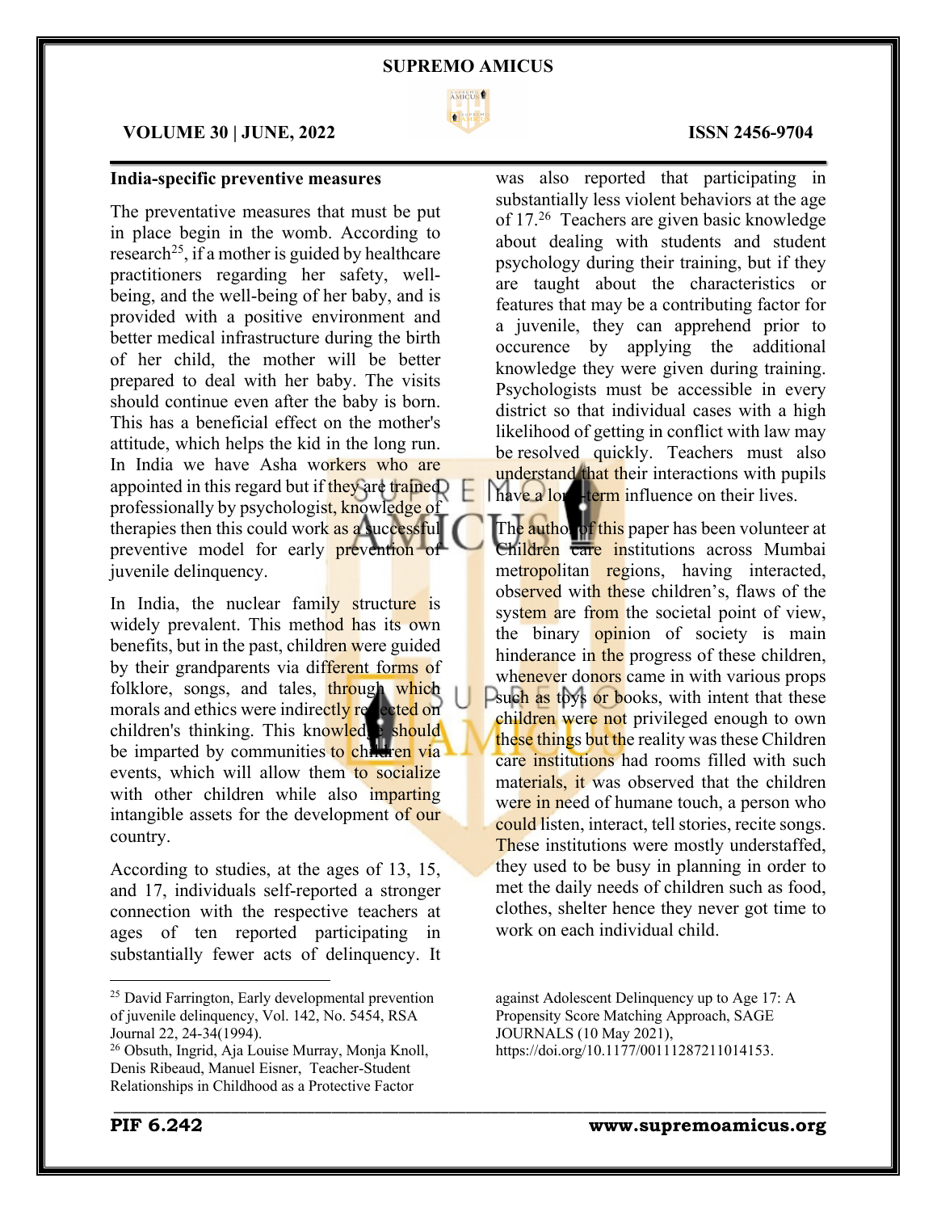**India-specific preventive measures**

The preventative measures that must be put in place begin in the womb. According to research[25], if a mother is guided by healthcare practitioners regarding her safety, well-being, and the well-being of her baby, and is provided with a positive environment and better medical infrastructure during the birth of her child, the mother will be better prepared to deal with her baby. The visits should continue even after the baby is born. This has a beneficial effect on the mother's attitude, which helps the kid in the long run. In India we have Asha workers who are appointed in this regard but if they are trained professionally by psychologist, knowledge of therapies then this could work as a successful preventive model for early prevention of juvenile delinquency.

In India, the nuclear family structure is widely prevalent. This method has its own benefits, but in the past, children were guided by their grandparents via different forms of folklore, songs, and tales, through which morals and ethics were indirectly reflected on children's thinking. This knowledge should be imparted by communities to children via events, which will allow them to socialize with other children while also imparting intangible assets for the development of our country.

According to studies, at the ages of 13, 15, and 17, individuals self-reported a stronger connection with the respective teachers at ages of ten reported participating in substantially fewer acts of delinquency. It was also reported that participating in substantially less violent behaviors at the age of 17.[26] Teachers are given basic knowledge about dealing with students and student psychology during their training, but if they are taught about the characteristics or features that may be a contributing factor for a juvenile, they can apprehend prior to occurence by applying the additional knowledge they were given during training. Psychologists must be accessible in every district so that individual cases with a high likelihood of getting in conflict with law may be resolved quickly. Teachers must also understand that their interactions with pupils have a long-term influence on their lives.

The author of this paper has been volunteer at Children care institutions across Mumbai metropolitan regions, having interacted, observed with these children's, flaws of the system are from the societal point of view, the binary opinion of society is main hinderance in the progress of these children, whenever donors came in with various props such as toys or books, with intent that these children were not privileged enough to own these things but the reality was these Children care institutions had rooms filled with such materials, it was observed that the children were in need of humane touch, a person who could listen, interact, tell stories, recite songs. These institutions were mostly understaffed, they used to be busy in planning in order to met the daily needs of children such as food, clothes, shelter hence they never got time to work on each individual child.

---

[25] David Farrington, Early developmental prevention of juvenile delinquency, Vol. 142, No. 5454, RSA Journal 22, 24-34(1994).

[26] Obsuth, Ingrid, Aja Louise Murray, Monja Knoll, Denis Ribeaud, Manuel Eisner, Teacher-Student Relationships in Childhood as a Protective Factor against Adolescent Delinquency up to Age 17: A Propensity Score Matching Approach, SAGE JOURNALS (10 May 2021), https://doi.org/10.1177/00111287211014153.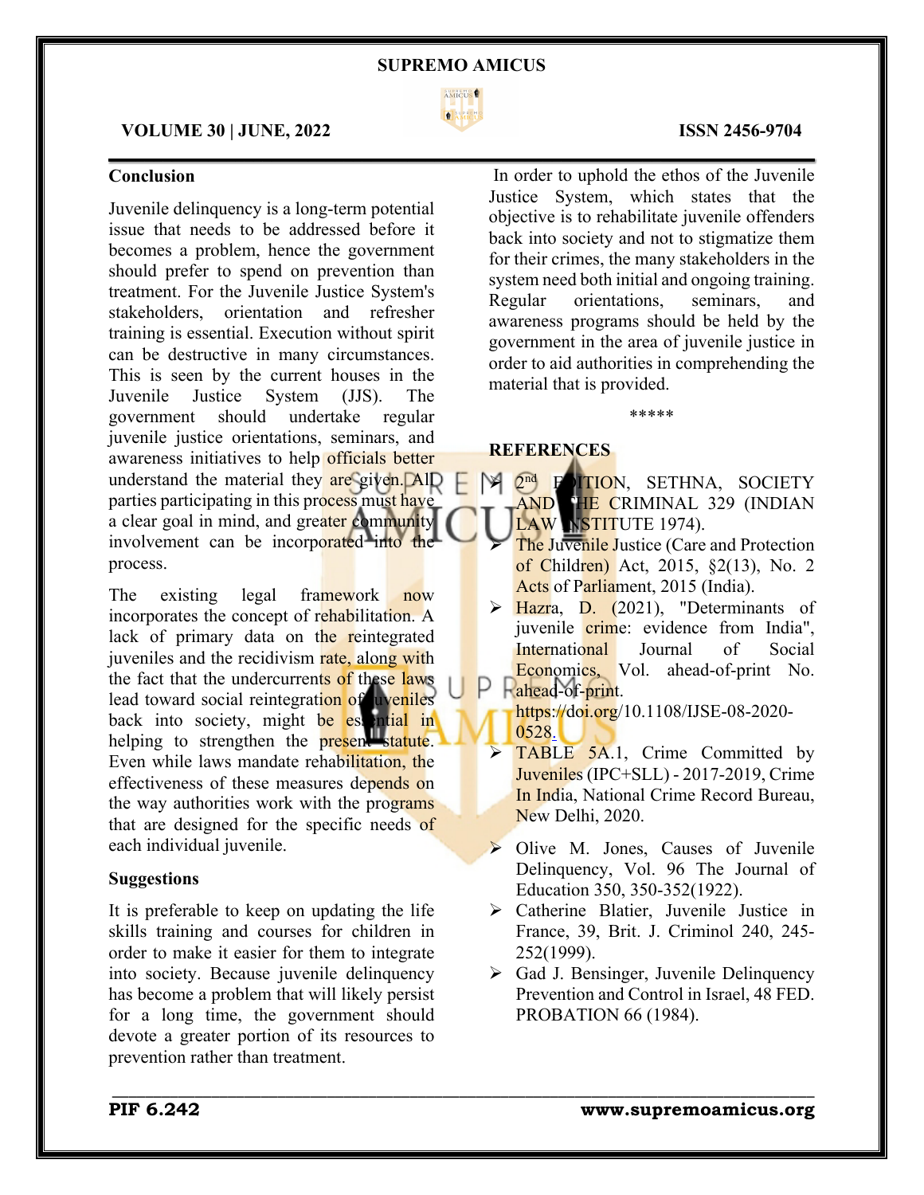## Conclusion

Juvenile delinquency is a long-term potential issue that needs to be addressed before it becomes a problem, hence the government should prefer to spend on prevention than treatment. For the Juvenile Justice System's stakeholders, orientation and refresher training is essential. Execution without spirit can be destructive in many circumstances. This is seen by the current houses in the Juvenile Justice System (JJS). The government should undertake regular juvenile justice orientations, seminars, and awareness initiatives to help officials better understand the material they are given. All parties participating in this process must have a clear goal in mind, and greater community involvement can be incorporated into the process.

The existing legal framework now incorporates the concept of rehabilitation. A lack of primary data on the reintegrated juveniles and the recidivism rate, along with the fact that the undercurrents of these laws lead toward social reintegration of juveniles back into society, might be essential in helping to strengthen the present statute. Even while laws mandate rehabilitation, the effectiveness of these measures depends on the way authorities work with the programs that are designed for the specific needs of each individual juvenile.

## Suggestions

It is preferable to keep on updating the life skills training and courses for children in order to make it easier for them to integrate into society. Because juvenile delinquency has become a problem that will likely persist for a long time, the government should devote a greater portion of its resources to prevention rather than treatment.

In order to uphold the ethos of the Juvenile Justice System, which states that the objective is to rehabilitate juvenile offenders back into society and not to stigmatize them for their crimes, the many stakeholders in the system need both initial and ongoing training. Regular orientations, seminars, and awareness programs should be held by the government in the area of juvenile justice in order to aid authorities in comprehending the material that is provided.

*****

## REFERENCES

- 2nd EDITION, SETHNA, SOCIETY AND THE CRIMINAL 329 (INDIAN LAW INSTITUTE 1974).
- The Juvenile Justice (Care and Protection of Children) Act, 2015, §2(13), No. 2 Acts of Parliament, 2015 (India).
- Hazra, D. (2021), "Determinants of juvenile crime: evidence from India", International Journal of Social Economics, Vol. ahead-of-print No. ahead-of-print. https://doi.org/10.1108/IJSE-08-2020-0528.
- TABLE 5A.1, Crime Committed by Juveniles (IPC+SLL) - 2017-2019, Crime In India, National Crime Record Bureau, New Delhi, 2020.
- Olive M. Jones, Causes of Juvenile Delinquency, Vol. 96 The Journal of Education 350, 350-352(1922).
- Catherine Blatier, Juvenile Justice in France, 39, Brit. J. Criminol 240, 245-252(1999).
- Gad J. Bensinger, Juvenile Delinquency Prevention and Control in Israel, 48 FED. PROBATION 66 (1984).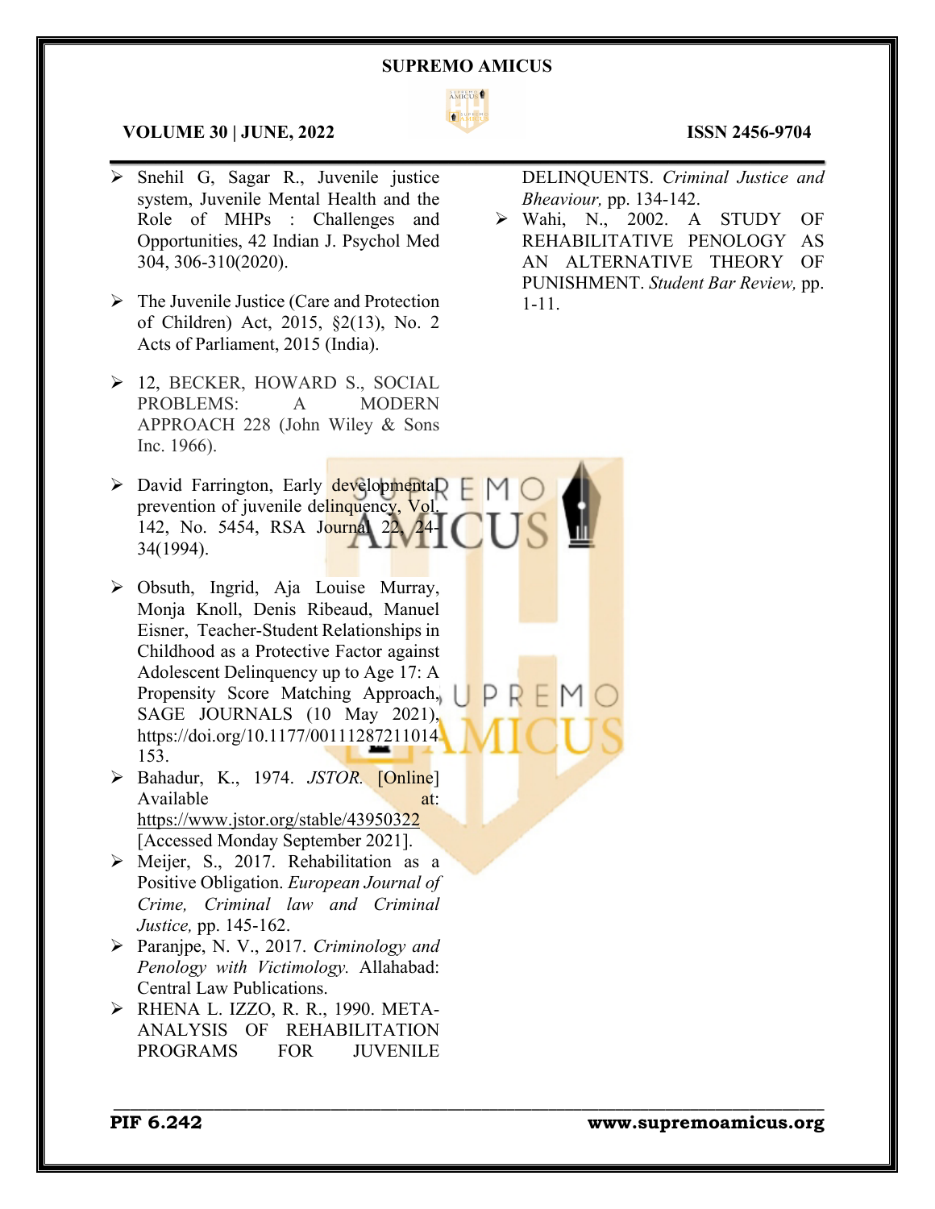- Snehil G, Sagar R., Juvenile justice system, Juvenile Mental Health and the Role of MHPs : Challenges and Opportunities, 42 Indian J. Psychol Med 304, 306-310(2020).

- The Juvenile Justice (Care and Protection of Children) Act, 2015, §2(13), No. 2 Acts of Parliament, 2015 (India).

- 12, BECKER, HOWARD S., SOCIAL PROBLEMS: A MODERN APPROACH 228 (John Wiley & Sons Inc. 1966).

- David Farrington, Early developmental prevention of juvenile delinquency, Vol. 142, No. 5454, RSA Journal 22, 24-34(1994).

- Obsuth, Ingrid, Aja Louise Murray, Monja Knoll, Denis Ribeaud, Manuel Eisner, Teacher-Student Relationships in Childhood as a Protective Factor against Adolescent Delinquency up to Age 17: A Propensity Score Matching Approach, SAGE JOURNALS (10 May 2021), https://doi.org/10.1177/00111287211014153.
- Bahadur, K., 1974. *JSTOR.* [Online] Available at: https://www.jstor.org/stable/43950322 [Accessed Monday September 2021].
- Meijer, S., 2017. Rehabilitation as a Positive Obligation. *European Journal of Crime, Criminal law and Criminal Justice,* pp. 145-162.
- Paranjpe, N. V., 2017. *Criminology and Penology with Victimology.* Allahabad: Central Law Publications.
- RHENA L. IZZO, R. R., 1990. META-ANALYSIS OF REHABILITATION PROGRAMS FOR JUVENILE DELINQUENTS. *Criminal Justice and Bheaviour,* pp. 134-142.
- Wahi, N., 2002. A STUDY OF REHABILITATIVE PENOLOGY AS AN ALTERNATIVE THEORY OF PUNISHMENT. *Student Bar Review,* pp. 1-11.